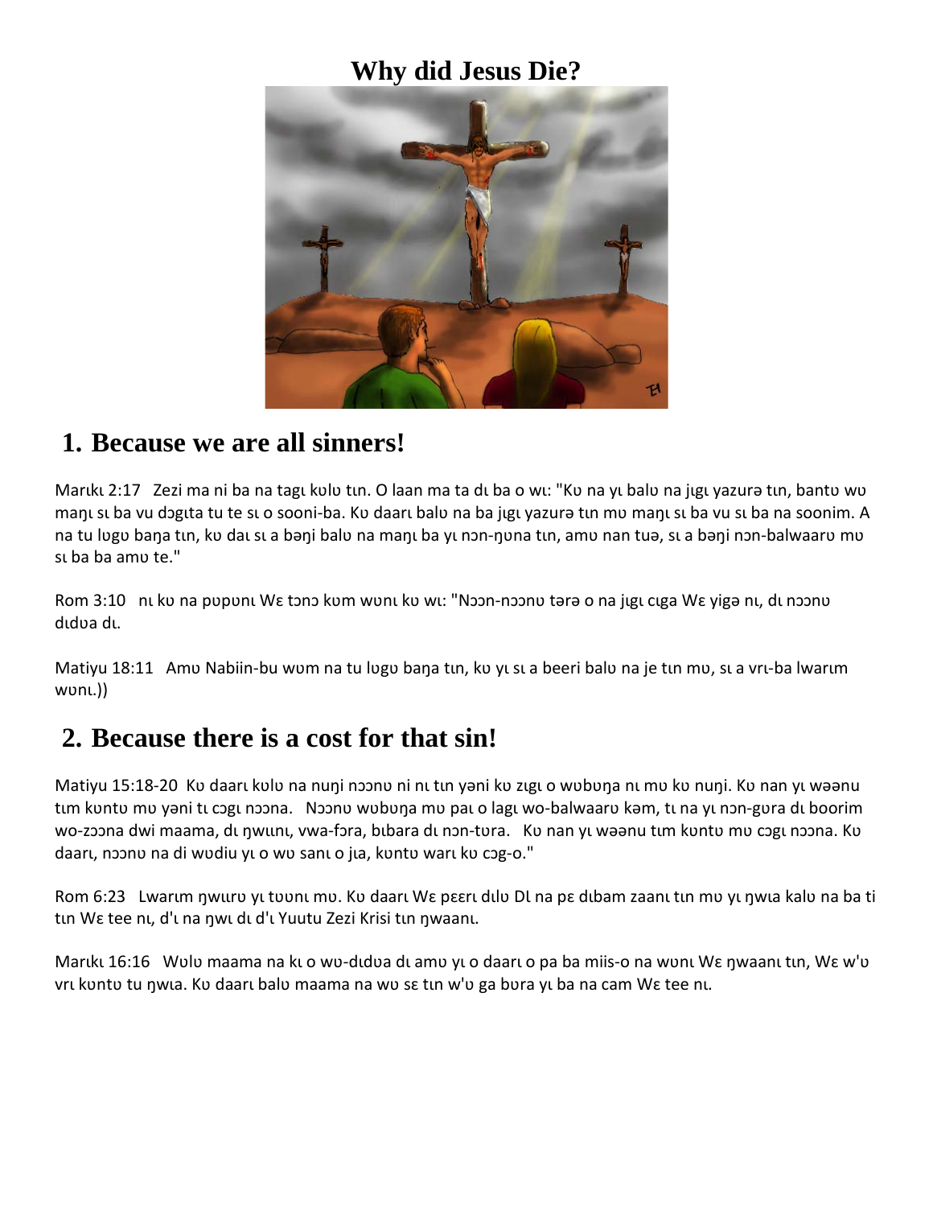# Why did Jesus Die?

## 1. Because we are all sinners!

Marɩkɩ 2:17 Zezi ma ni ba na tagɩ kʋlʋ tɩn. O laan ma ta dɩ ba o wɩ: "Kʋ na yɩ balʋ na jɩgɩ yazurə tɩn, bantʋ wʋ maŋɩ sɩ ba vu dɔgɩta tu te sɩ o sooni-ba. Kʋ daarɩ balʋ na ba jɩgɩ yazurə tɩn mʋ maŋɩ sɩ ba vu sɩ ba na soonim. A na tu lʋgʋ baŋa tɩn, kʋ daɩ sɩ a bəŋi balʋ na maŋɩ ba yɩ nɔn-ŋʋna tɩn, amʋ nan tuə, sɩ a bəŋi nɔn-balwaarʋ mʋ sɩ ba ba amʋ te."

Rom 3:10 nɩ kʋ na pʋpʋnɩ Wɛ tɔnɔ kʋm wʋnɩ kʋ wɩ: "Nɔɔn-nɔɔnʋ tərə o na jɩgɩ cɩga Wɛ yigə nɩ, dɩ nɔɔnʋ dɩdʋa dɩ.

Matiyu 18:11 Amʋ Nabiin-bu wʋm na tu lʋgʋ baŋa tɩn, kʋ yɩ sɩ a beeri balʋ na je tɩn mʋ, sɩ a vrɩ-ba lwarɩm wʋnɩ.))

## 2. Because there is a cost for that sin!

Matiyu 15:18-20 Kʋ daarɩ kʋlʋ na nuŋi nɔɔnʋ ni nɩ tɩn yəni kʋ zɩgɩ o wʋbʋŋa nɩ mʋ kʋ nuŋi. Kʋ nan yɩ wəənu tɩm kʋntʋ mʋ yəni tɩ cɔgɩ nɔɔna. Nɔɔnʋ wʋbʋŋa mʋ paɩ o lagɩ wo-balwaarʋ kəm, tɩ na yɩ nɔn-gʋra dɩ boorim wo-zɔɔna dwi maama, dɩ ŋwɩɩnɩ, vwa-fɔra, bɩbara dɩ nɔn-tʋra. Kʋ nan yɩ wəənu tɩm kʋntʋ mʋ cɔgɩ nɔɔna. Kʋ daarɩ, nɔɔnʋ na di wʋdiu yɩ o wʋ sanɩ o jɩa, kʋntʋ warɩ kʋ cɔg-o."

Rom 6:23 Lwarɩm ŋwɩɩrʋ yɩ tʋʋnɩ mʋ. Kʋ daarɩ Wɛ pɛɛrɩ dɩlʋ Dɩ na pɛ dɩbam zaanɩ tɩn mʋ yɩ ŋwɩa kalʋ na ba ti tɩn Wɛ tee nɩ, d'ɩ na ŋwɩ dɩ d'ɩ Yuutu Zezi Krisi tɩn ŋwaanɩ.

Marɩkɩ 16:16 Wʋlʋ maama na kɩ o wʋ-dɩdʋa dɩ amʋ yɩ o daarɩ o pa ba miis-o na wʋnɩ Wɛ ŋwaanɩ tɩn, Wɛ w'ʋ vrɩ kʋntʋ tu ŋwɩa. Kʋ daarɩ balʋ maama na wʋ sɛ tɩn w'ʋ ga bʋra yɩ ba na cam Wɛ tee nɩ.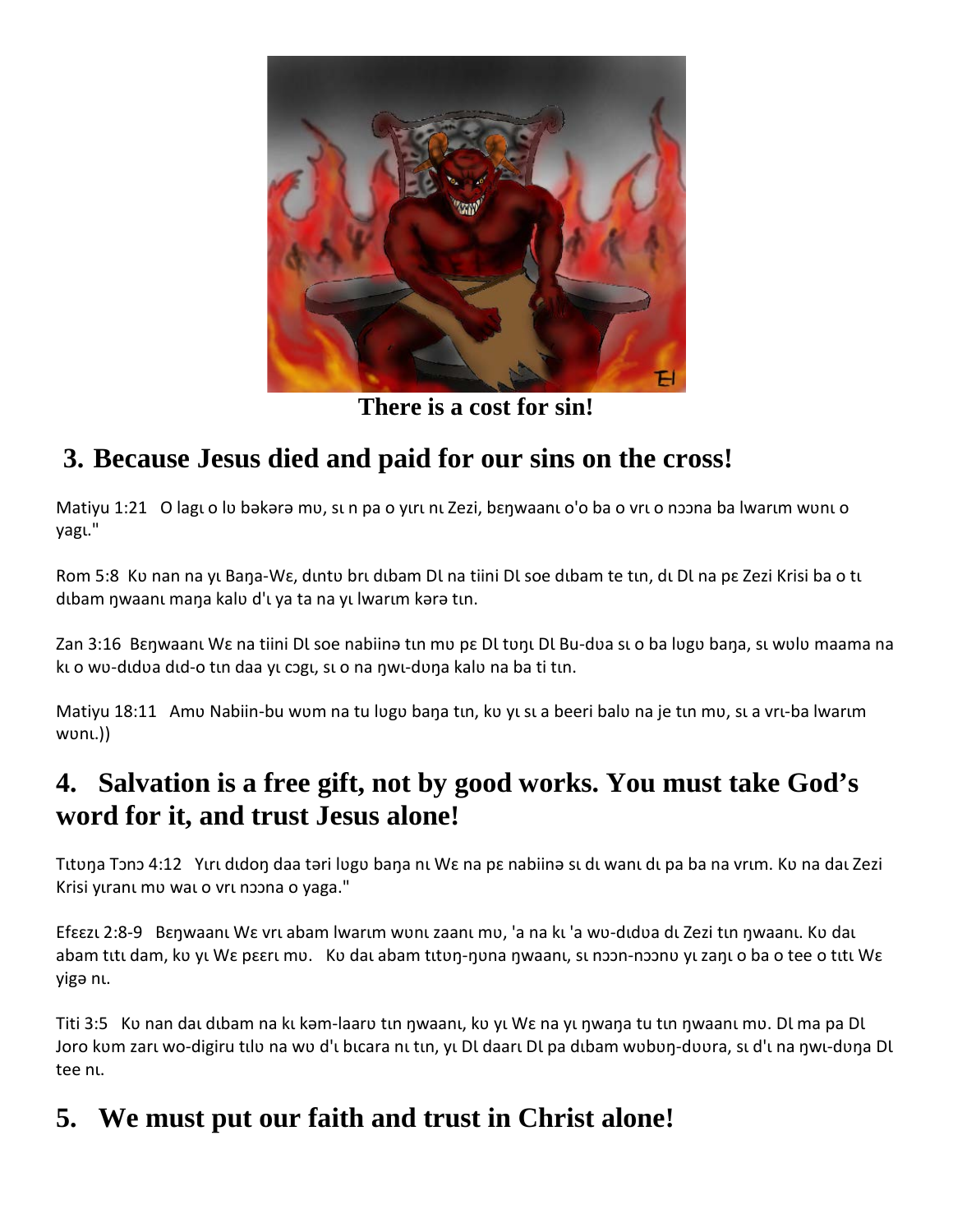There is a cost for sin!

## 3. Because Jesus died and paid for our sins on the cross!

Matiyu 1:21   O lagı o lʋ bəkərə mʋ, sı n pa o yırı nı Zezi, bɛŋwaanı o'o ba o vrı o nɔɔna ba lwarım wʋnı o yagı."

Rom 5:8  Kʋ nan na yı Baŋa-Wɛ, dıntʋ brı dıbam Dl na tiini Dl soe dıbam te tın, dı Dl na pɛ Zezi Krisi ba o tı dıbam ŋwaanı maŋa kalʋ d'ı ya ta na yı lwarım kərə tın.

Zan 3:16  Bɛŋwaanı Wɛ na tiini Dl soe nabiinə tın mʋ pɛ Dl tʋŋı Dl Bu-dʋa sı o ba lʋgʋ baŋa, sı wʋlʋ maama na kı o wʋ-dıdʋa dıd-o tın daa yı cɔgı, sı o na ŋwı-dʋŋa kalʋ na ba ti tın.

Matiyu 18:11   Amʋ Nabiin-bu wʋm na tu lʋgʋ baŋa tın, kʋ yı sı a beeri balʋ na je tın mʋ, sı a vrı-ba lwarım wʋnı.))

## 4.   Salvation is a free gift, not by good works. You must take God's word for it, and trust Jesus alone!

Tıtʋŋa Tɔnɔ 4:12   Yırı dıdoŋ daa təri lʋgʋ baŋa nı Wɛ na pɛ nabiinə sı dı wanı dı pa ba na vrım. Kʋ na daı Zezi Krisi yıranı mʋ waı o vrı nɔɔna o yaga."

Efɛɛzı 2:8-9   Bɛŋwaanı Wɛ vrı abam lwarım wʋnı zaanı mʋ, 'a na kı 'a wʋ-dıdʋa dı Zezi tın ŋwaanı. Kʋ daı abam tıtı dam, kʋ yı Wɛ pɛɛrı mʋ.   Kʋ daı abam tıtʋŋ-ŋʋna ŋwaanı, sı nɔɔn-nɔɔnʋ yı zaŋı o ba o tee o tıtı Wɛ yigə nı.

Titi 3:5   Kʋ nan daı dıbam na kı kəm-laarʋ tın ŋwaanı, kʋ yı Wɛ na yı ŋwaŋa tu tın ŋwaanı mʋ. Dl ma pa Dl Joro kʋm zarı wʋ-digiru tılʋ na wʋ d'ı bıcara nı tın, yı Dl daarı Dl pa dıbam wʋbʋŋ-dʋʋra, sı d'ı na ŋwı-dʋŋa Dl tee nı.

## 5.   We must put our faith and trust in Christ alone!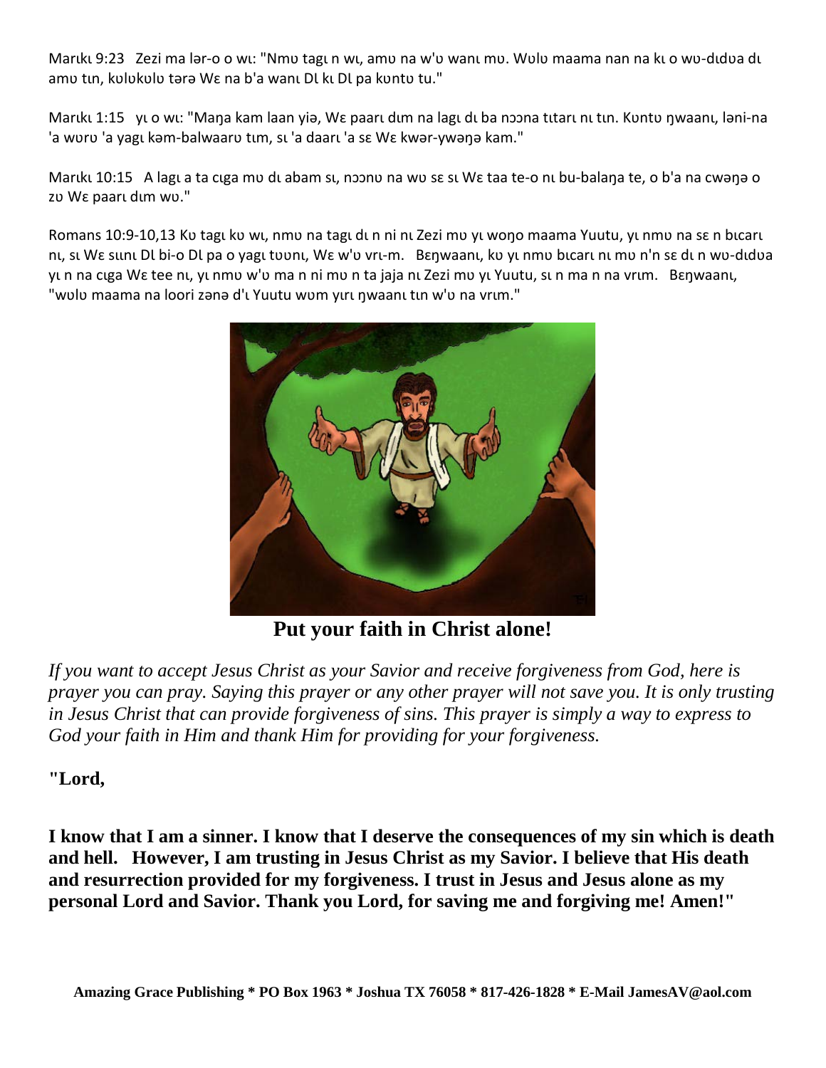Marɩkɩ 9:23 Zezi ma lər-o o wɩ: "Nmʋ tagɩ n wɩ, amʋ na w'ʋ wanɩ mʋ. Wʋlʋ maama nan na kɩ o wʋ-dɩdʋa dɩ amʋ tɩn, kʋlʋkʋlʋ tərə Wɛ na b'a wanɩ Dɩ kɩ Dɩ pa kʋntʋ tu."

Marɩkɩ 1:15 yɩ o wɩ: "Maŋa kam laan yiə, Wɛ paarɩ dɩm na lagɩ dɩ ba nɔɔna tɩtarɩ nɩ tɩn. Kʋntʋ ŋwaanɩ, ləni-na 'a wʋrʋ 'a yagɩ kəm-balwaarʋ tɩm, sɩ 'a daarɩ 'a sɛ Wɛ kwər-ywəŋə kam."

Marɩkɩ 10:15 A lagɩ a ta cɩga mʋ dɩ abam sɩ, nɔɔnʋ na wʋ sɛ sɩ Wɛ taa te-o nɩ bu-balaŋa te, o b'a na cwəŋə o zʋ Wɛ paarɩ dɩm wʋ."

Romans 10:9-10,13 Kʋ tagɩ kʋ wɩ, nmʋ na tagɩ dɩ n ni nɩ Zezi mʋ yɩ woŋo maama Yuutu, yɩ nmʋ na sɛ n bɩcarɩ nɩ, sɩ Wɛ sɩunɩ Dɩ bi-o Dɩ pa o yagɩ tʋʋnɩ, Wɛ w'ʋ vrɩ-m. Bɛŋwaanɩ, kʋ yɩ nmʋ bɩcarɩ nɩ mʋ n'n sɛ dɩ n wʋ-dɩdʋa yɩ n na cɩga Wɛ tee nɩ, yɩ nmʋ w'ʋ ma n ni mʋ n ta jaja nɩ Zezi mʋ yɩ Yuutu, sɩ n ma n na vrɩm. Bɛŋwaanɩ, "wʋlʋ maama na loori zənə d'ɩ Yuutu wʋm yɩrɩ ŋwaanɩ tɩn w'ʋ na vrɩm."

**Put your faith in Christ alone!**

*If you want to accept Jesus Christ as your Savior and receive forgiveness from God, here is prayer you can pray. Saying this prayer or any other prayer will not save you. It is only trusting in Jesus Christ that can provide forgiveness of sins. This prayer is simply a way to express to God your faith in Him and thank Him for providing for your forgiveness.*

**"Lord,**

**I know that I am a sinner. I know that I deserve the consequences of my sin which is death and hell. However, I am trusting in Jesus Christ as my Savior. I believe that His death and resurrection provided for my forgiveness. I trust in Jesus and Jesus alone as my personal Lord and Savior. Thank you Lord, for saving me and forgiving me! Amen!"**

**Amazing Grace Publishing * PO Box 1963 * Joshua TX 76058 * 817-426-1828 * E-Mail JamesAV@aol.com**